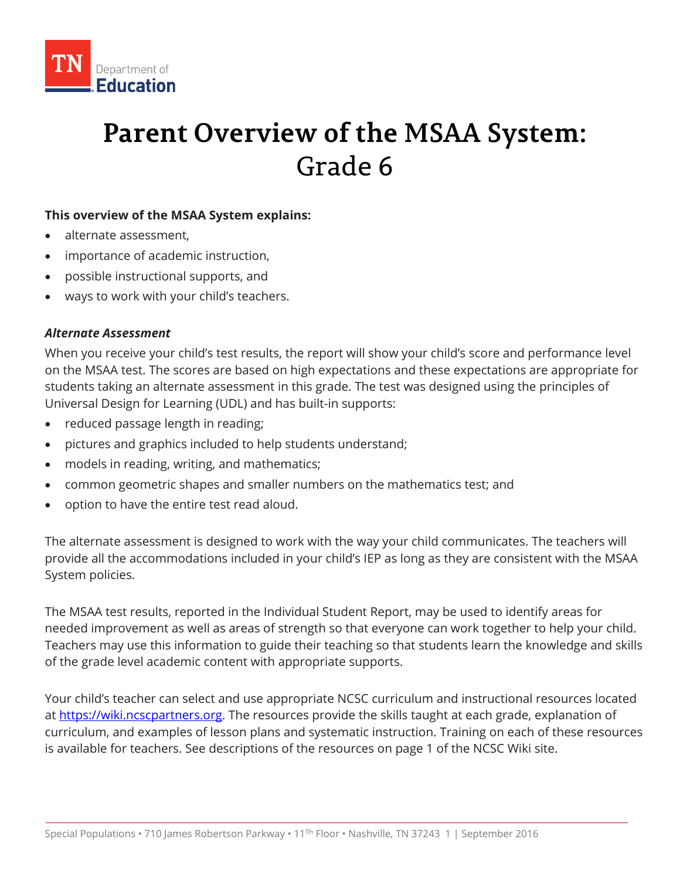TN Department of Education

# Parent Overview of the MSAA System: Grade 6

**This overview of the MSAA System explains:**

- alternate assessment,
- importance of academic instruction,
- possible instructional supports, and
- ways to work with your child's teachers.

***Alternate Assessment***

When you receive your child's test results, the report will show your child's score and performance level on the MSAA test. The scores are based on high expectations and these expectations are appropriate for students taking an alternate assessment in this grade. The test was designed using the principles of Universal Design for Learning (UDL) and has built-in supports:

- reduced passage length in reading;
- pictures and graphics included to help students understand;
- models in reading, writing, and mathematics;
- common geometric shapes and smaller numbers on the mathematics test; and
- option to have the entire test read aloud.

The alternate assessment is designed to work with the way your child communicates. The teachers will provide all the accommodations included in your child's IEP as long as they are consistent with the MSAA System policies.

The MSAA test results, reported in the Individual Student Report, may be used to identify areas for needed improvement as well as areas of strength so that everyone can work together to help your child. Teachers may use this information to guide their teaching so that students learn the knowledge and skills of the grade level academic content with appropriate supports.

Your child's teacher can select and use appropriate NCSC curriculum and instructional resources located at [https://wiki.ncscpartners.org](https://wiki.ncscpartners.org). The resources provide the skills taught at each grade, explanation of curriculum, and examples of lesson plans and systematic instruction. Training on each of these resources is available for teachers. See descriptions of the resources on page 1 of the NCSC Wiki site.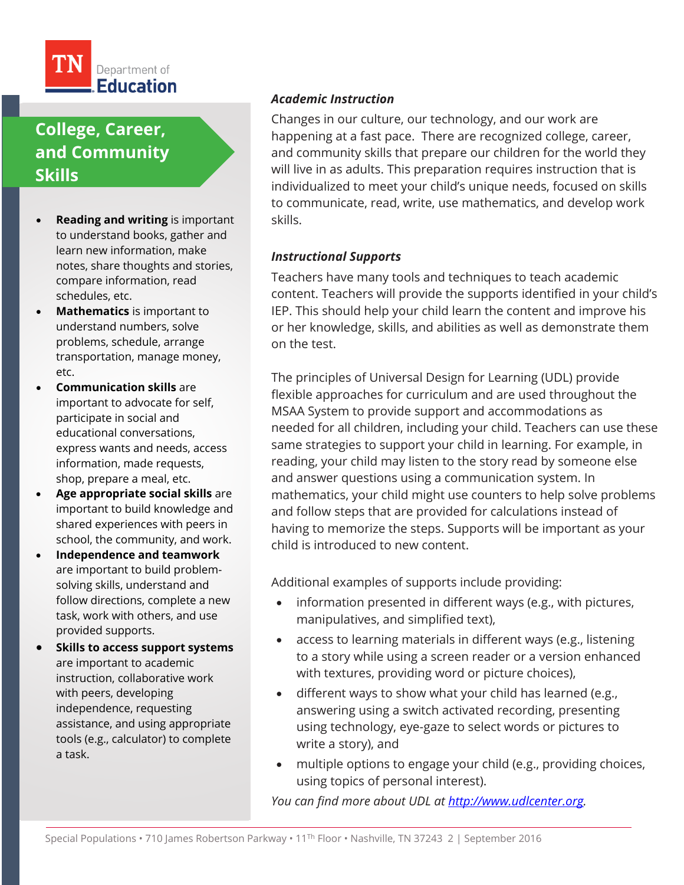## College, Career, and Community Skills

- **Reading and writing** is important to understand books, gather and learn new information, make notes, share thoughts and stories, compare information, read schedules, etc.
- **Mathematics** is important to understand numbers, solve problems, schedule, arrange transportation, manage money, etc.
- **Communication skills** are important to advocate for self, participate in social and educational conversations, express wants and needs, access information, made requests, shop, prepare a meal, etc.
- **Age appropriate social skills** are important to build knowledge and shared experiences with peers in school, the community, and work.
- **Independence and teamwork** are important to build problem-solving skills, understand and follow directions, complete a new task, work with others, and use provided supports.
- **Skills to access support systems** are important to academic instruction, collaborative work with peers, developing independence, requesting assistance, and using appropriate tools (e.g., calculator) to complete a task.

### *Academic Instruction*

Changes in our culture, our technology, and our work are happening at a fast pace. There are recognized college, career, and community skills that prepare our children for the world they will live in as adults. This preparation requires instruction that is individualized to meet your child's unique needs, focused on skills to communicate, read, write, use mathematics, and develop work skills.

### *Instructional Supports*

Teachers have many tools and techniques to teach academic content. Teachers will provide the supports identified in your child's IEP. This should help your child learn the content and improve his or her knowledge, skills, and abilities as well as demonstrate them on the test.

The principles of Universal Design for Learning (UDL) provide flexible approaches for curriculum and are used throughout the MSAA System to provide support and accommodations as needed for all children, including your child. Teachers can use these same strategies to support your child in learning. For example, in reading, your child may listen to the story read by someone else and answer questions using a communication system. In mathematics, your child might use counters to help solve problems and follow steps that are provided for calculations instead of having to memorize the steps. Supports will be important as your child is introduced to new content.

Additional examples of supports include providing:

- information presented in different ways (e.g., with pictures, manipulatives, and simplified text),
- access to learning materials in different ways (e.g., listening to a story while using a screen reader or a version enhanced with textures, providing word or picture choices),
- different ways to show what your child has learned (e.g., answering using a switch activated recording, presenting using technology, eye-gaze to select words or pictures to write a story), and
- multiple options to engage your child (e.g., providing choices, using topics of personal interest).

*You can find more about UDL at [http://www.udlcenter.org](http://www.udlcenter.org).*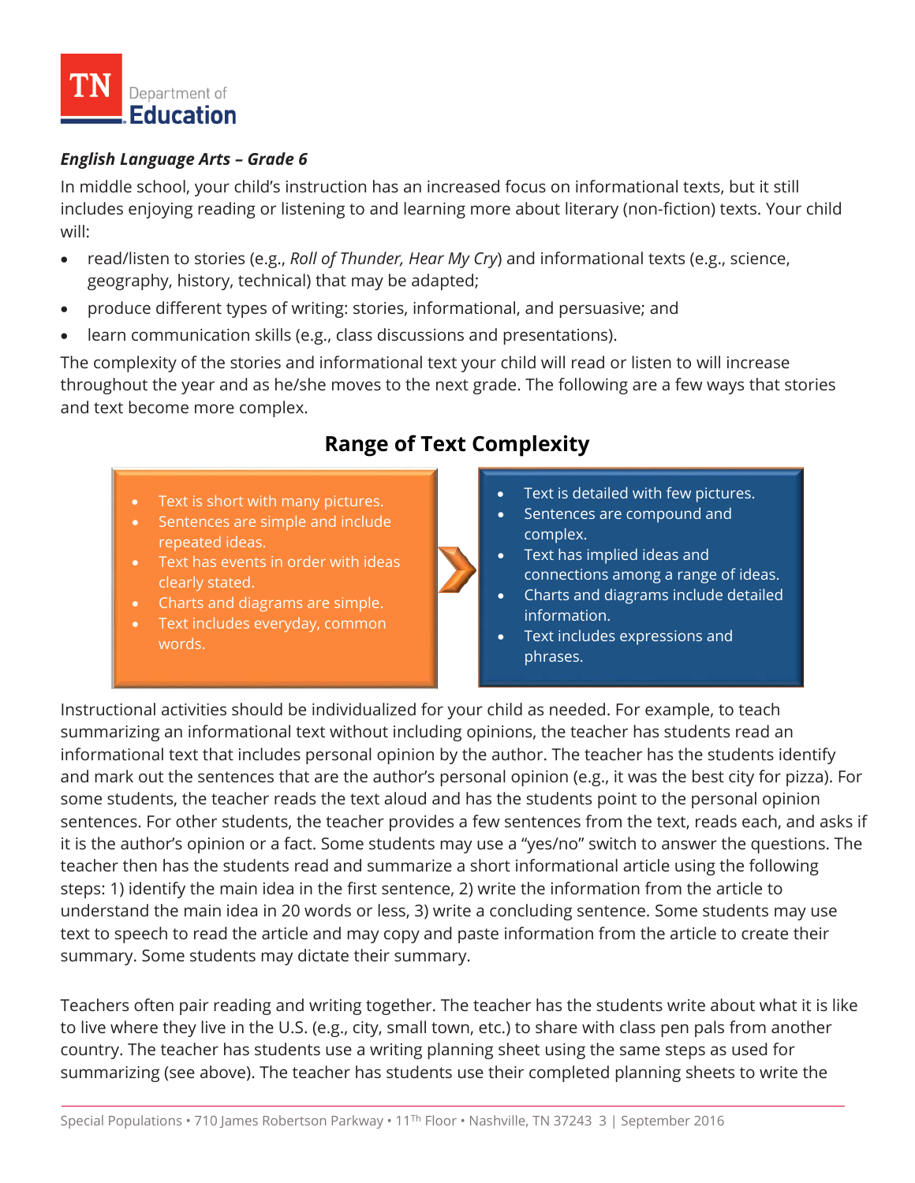***English Language Arts – Grade 6***

In middle school, your child's instruction has an increased focus on informational texts, but it still includes enjoying reading or listening to and learning more about literary (non-fiction) texts. Your child will:

- read/listen to stories (e.g., *Roll of Thunder, Hear My Cry*) and informational texts (e.g., science, geography, history, technical) that may be adapted;
- produce different types of writing: stories, informational, and persuasive; and
- learn communication skills (e.g., class discussions and presentations).

The complexity of the stories and informational text your child will read or listen to will increase throughout the year and as he/she moves to the next grade. The following are a few ways that stories and text become more complex.

## Range of Text Complexity

- Text is short with many pictures.
- Sentences are simple and include repeated ideas.
- Text has events in order with ideas clearly stated.
- Charts and diagrams are simple.
- Text includes everyday, common words.

→

- Text is detailed with few pictures.
- Sentences are compound and complex.
- Text has implied ideas and connections among a range of ideas.
- Charts and diagrams include detailed information.
- Text includes expressions and phrases.

Instructional activities should be individualized for your child as needed. For example, to teach summarizing an informational text without including opinions, the teacher has students read an informational text that includes personal opinion by the author. The teacher has the students identify and mark out the sentences that are the author's personal opinion (e.g., it was the best city for pizza). For some students, the teacher reads the text aloud and has the students point to the personal opinion sentences. For other students, the teacher provides a few sentences from the text, reads each, and asks if it is the author's opinion or a fact. Some students may use a "yes/no" switch to answer the questions. The teacher then has the students read and summarize a short informational article using the following steps: 1) identify the main idea in the first sentence, 2) write the information from the article to understand the main idea in 20 words or less, 3) write a concluding sentence. Some students may use text to speech to read the article and may copy and paste information from the article to create their summary. Some students may dictate their summary.

Teachers often pair reading and writing together. The teacher has the students write about what it is like to live where they live in the U.S. (e.g., city, small town, etc.) to share with class pen pals from another country. The teacher has students use a writing planning sheet using the same steps as used for summarizing (see above). The teacher has students use their completed planning sheets to write the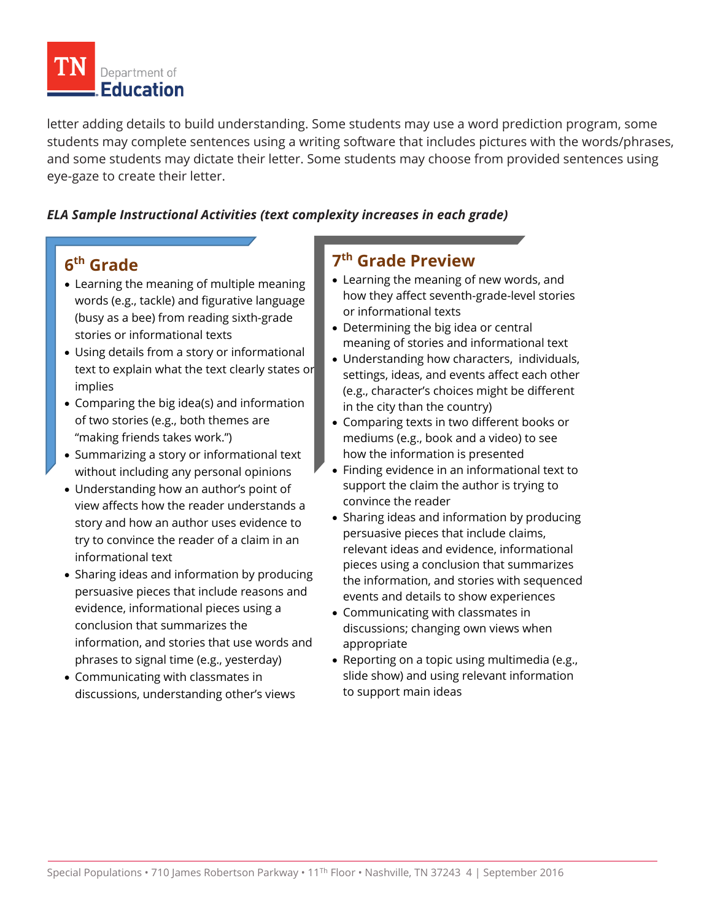letter adding details to build understanding. Some students may use a word prediction program, some students may complete sentences using a writing software that includes pictures with the words/phrases, and some students may dictate their letter. Some students may choose from provided sentences using eye-gaze to create their letter.

***ELA Sample Instructional Activities (text complexity increases in each grade)***

## 6th Grade

- Learning the meaning of multiple meaning words (e.g., tackle) and figurative language (busy as a bee) from reading sixth-grade stories or informational texts
- Using details from a story or informational text to explain what the text clearly states or implies
- Comparing the big idea(s) and information of two stories (e.g., both themes are "making friends takes work.")
- Summarizing a story or informational text without including any personal opinions
- Understanding how an author's point of view affects how the reader understands a story and how an author uses evidence to try to convince the reader of a claim in an informational text
- Sharing ideas and information by producing persuasive pieces that include reasons and evidence, informational pieces using a conclusion that summarizes the information, and stories that use words and phrases to signal time (e.g., yesterday)
- Communicating with classmates in discussions, understanding other's views

## 7th Grade Preview

- Learning the meaning of new words, and how they affect seventh-grade-level stories or informational texts
- Determining the big idea or central meaning of stories and informational text
- Understanding how characters, individuals, settings, ideas, and events affect each other (e.g., character's choices might be different in the city than the country)
- Comparing texts in two different books or mediums (e.g., book and a video) to see how the information is presented
- Finding evidence in an informational text to support the claim the author is trying to convince the reader
- Sharing ideas and information by producing persuasive pieces that include claims, relevant ideas and evidence, informational pieces using a conclusion that summarizes the information, and stories with sequenced events and details to show experiences
- Communicating with classmates in discussions; changing own views when appropriate
- Reporting on a topic using multimedia (e.g., slide show) and using relevant information to support main ideas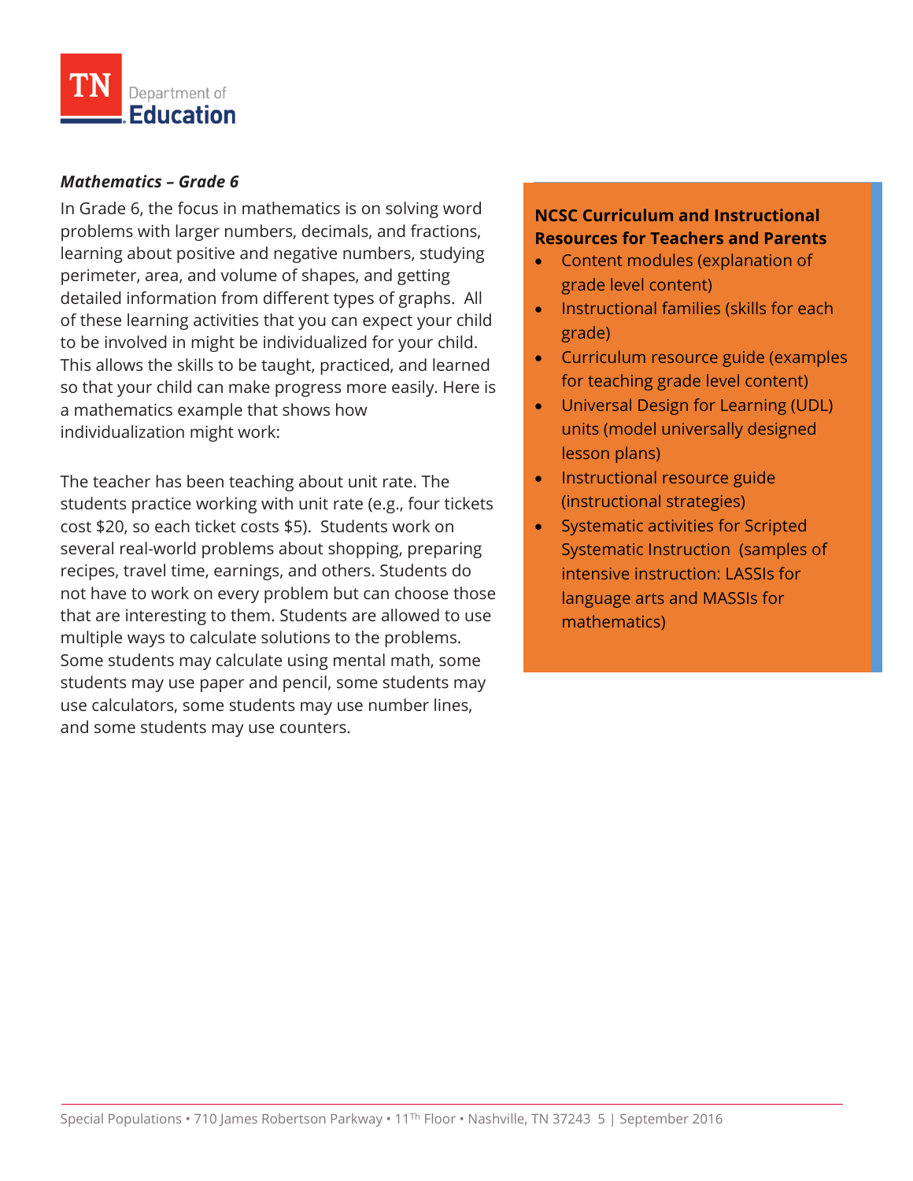***Mathematics – Grade 6***

In Grade 6, the focus in mathematics is on solving word problems with larger numbers, decimals, and fractions, learning about positive and negative numbers, studying perimeter, area, and volume of shapes, and getting detailed information from different types of graphs. All of these learning activities that you can expect your child to be involved in might be individualized for your child. This allows the skills to be taught, practiced, and learned so that your child can make progress more easily. Here is a mathematics example that shows how individualization might work:

The teacher has been teaching about unit rate. The students practice working with unit rate (e.g., four tickets cost $20, so each ticket costs $5). Students work on several real-world problems about shopping, preparing recipes, travel time, earnings, and others. Students do not have to work on every problem but can choose those that are interesting to them. Students are allowed to use multiple ways to calculate solutions to the problems. Some students may calculate using mental math, some students may use paper and pencil, some students may use calculators, some students may use number lines, and some students may use counters.

**NCSC Curriculum and Instructional Resources for Teachers and Parents**

- Content modules (explanation of grade level content)
- Instructional families (skills for each grade)
- Curriculum resource guide (examples for teaching grade level content)
- Universal Design for Learning (UDL) units (model universally designed lesson plans)
- Instructional resource guide (instructional strategies)
- Systematic activities for Scripted Systematic Instruction (samples of intensive instruction: LASSIs for language arts and MASSIs for mathematics)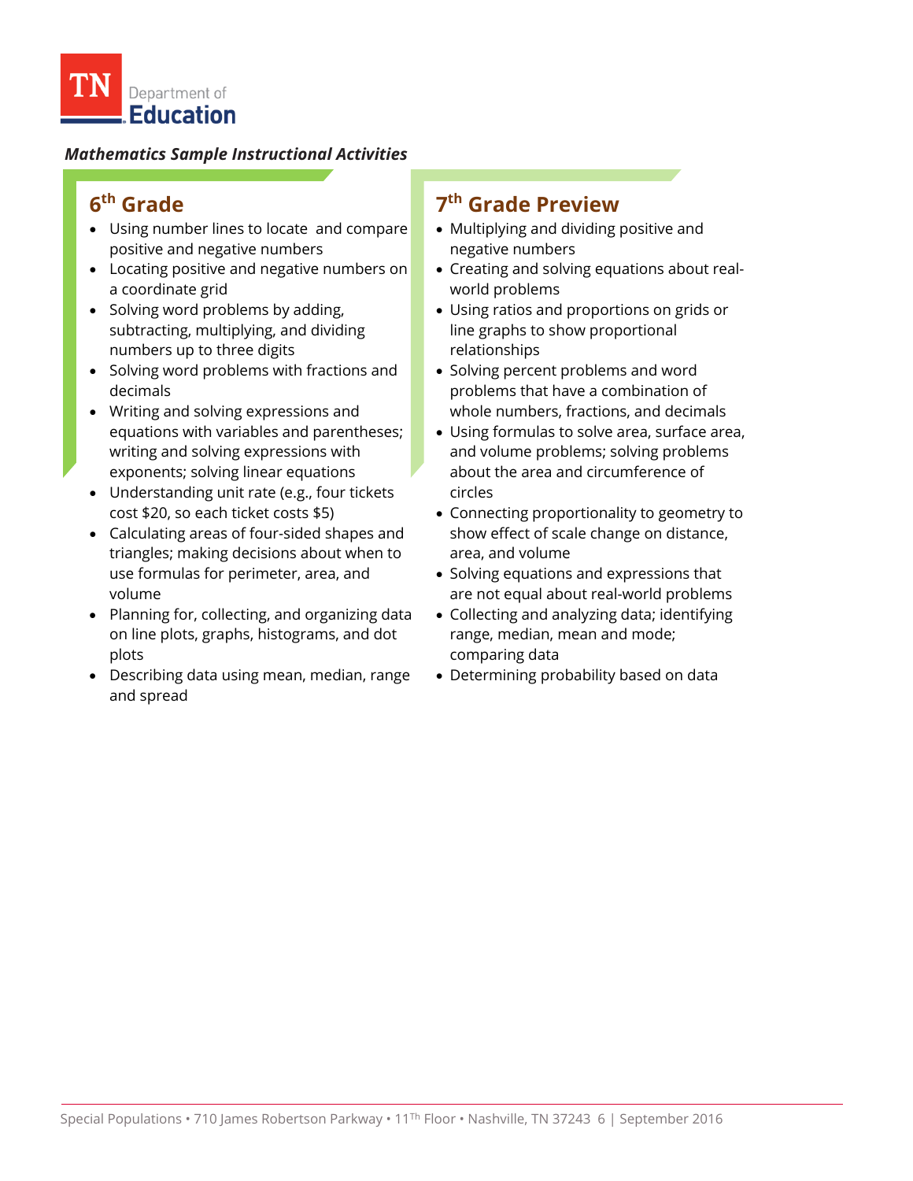*Mathematics Sample Instructional Activities*

## 6th Grade

- Using number lines to locate and compare positive and negative numbers
- Locating positive and negative numbers on a coordinate grid
- Solving word problems by adding, subtracting, multiplying, and dividing numbers up to three digits
- Solving word problems with fractions and decimals
- Writing and solving expressions and equations with variables and parentheses; writing and solving expressions with exponents; solving linear equations
- Understanding unit rate (e.g., four tickets cost $20, so each ticket costs $5)
- Calculating areas of four-sided shapes and triangles; making decisions about when to use formulas for perimeter, area, and volume
- Planning for, collecting, and organizing data on line plots, graphs, histograms, and dot plots
- Describing data using mean, median, range and spread

## 7th Grade Preview

- Multiplying and dividing positive and negative numbers
- Creating and solving equations about real-world problems
- Using ratios and proportions on grids or line graphs to show proportional relationships
- Solving percent problems and word problems that have a combination of whole numbers, fractions, and decimals
- Using formulas to solve area, surface area, and volume problems; solving problems about the area and circumference of circles
- Connecting proportionality to geometry to show effect of scale change on distance, area, and volume
- Solving equations and expressions that are not equal about real-world problems
- Collecting and analyzing data; identifying range, median, mean and mode; comparing data
- Determining probability based on data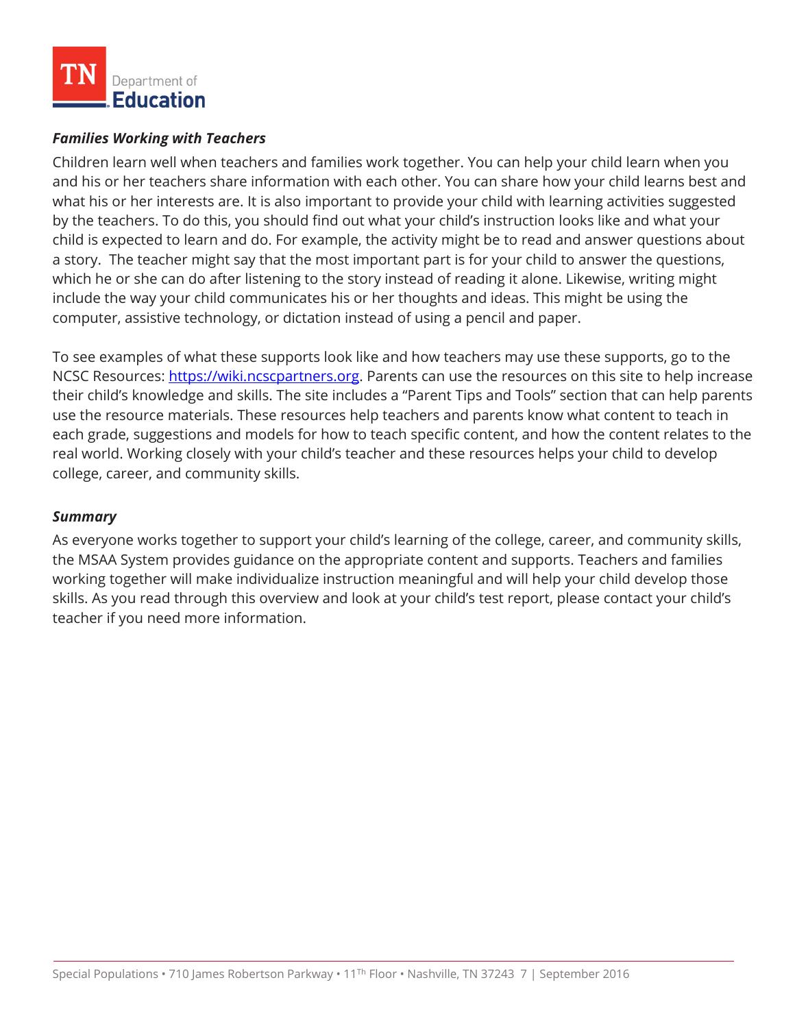***Families Working with Teachers***

Children learn well when teachers and families work together. You can help your child learn when you and his or her teachers share information with each other. You can share how your child learns best and what his or her interests are. It is also important to provide your child with learning activities suggested by the teachers. To do this, you should find out what your child's instruction looks like and what your child is expected to learn and do. For example, the activity might be to read and answer questions about a story. The teacher might say that the most important part is for your child to answer the questions, which he or she can do after listening to the story instead of reading it alone. Likewise, writing might include the way your child communicates his or her thoughts and ideas. This might be using the computer, assistive technology, or dictation instead of using a pencil and paper.

To see examples of what these supports look like and how teachers may use these supports, go to the NCSC Resources: https://wiki.ncscpartners.org. Parents can use the resources on this site to help increase their child's knowledge and skills. The site includes a "Parent Tips and Tools" section that can help parents use the resource materials. These resources help teachers and parents know what content to teach in each grade, suggestions and models for how to teach specific content, and how the content relates to the real world. Working closely with your child's teacher and these resources helps your child to develop college, career, and community skills.

***Summary***

As everyone works together to support your child's learning of the college, career, and community skills, the MSAA System provides guidance on the appropriate content and supports. Teachers and families working together will make individualize instruction meaningful and will help your child develop those skills. As you read through this overview and look at your child's test report, please contact your child's teacher if you need more information.